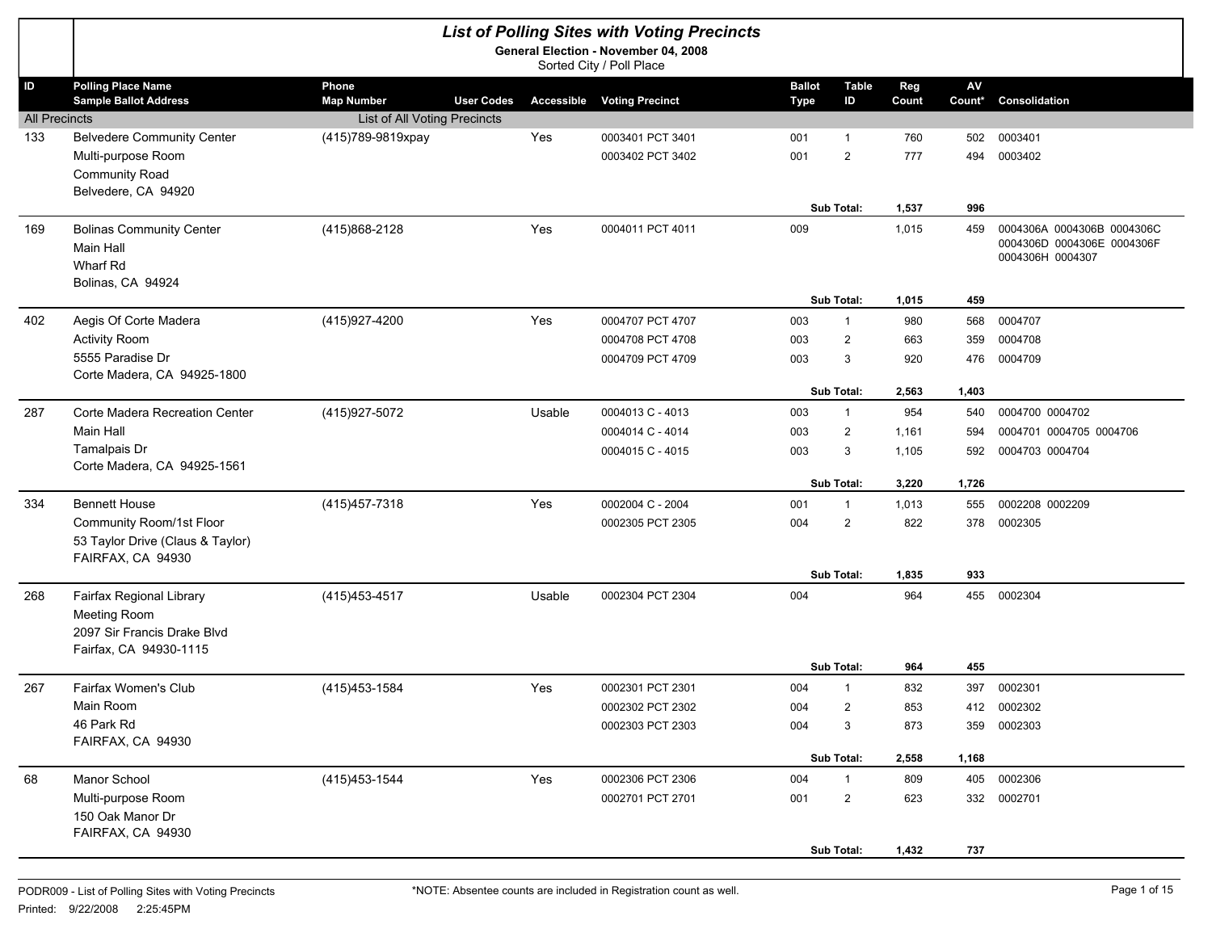# List of Polling Sites with Voting Precincts

**General Election - November 04, 2008**

Sorted City / Poll Place

| ID | Polling Place Name / Sample Ballot Address | Phone / Map Number | User Codes | Accessible | Voting Precinct | Ballot Type | Table ID | Reg Count | AV Count* | Consolidation |
|---|---|---|---|---|---|---|---|---|---|---|
| All Precincts | | List of All Voting Precincts | | | | | | | | |
| 133 | Belvedere Community Center | (415)789-9819xpay | | Yes | 0003401 PCT 3401 | 001 | 1 | 760 | 502 | 0003401 |
| | Multi-purpose Room | | | | 0003402 PCT 3402 | 001 | 2 | 777 | 494 | 0003402 |
| | Community Road | | | | | | | | | |
| | Belvedere, CA 94920 | | | | | | | | | |
| | | | | | | | **Sub Total:** | **1,537** | **996** | |
| 169 | Bolinas Community Center | (415)868-2128 | | Yes | 0004011 PCT 4011 | 009 | | 1,015 | 459 | 0004306A 0004306B 0004306C 0004306D 0004306E 0004306F 0004306H 0004307 |
| | Main Hall | | | | | | | | | |
| | Wharf Rd | | | | | | | | | |
| | Bolinas, CA 94924 | | | | | | | | | |
| | | | | | | | **Sub Total:** | **1,015** | **459** | |
| 402 | Aegis Of Corte Madera | (415)927-4200 | | Yes | 0004707 PCT 4707 | 003 | 1 | 980 | 568 | 0004707 |
| | Activity Room | | | | 0004708 PCT 4708 | 003 | 2 | 663 | 359 | 0004708 |
| | 5555 Paradise Dr | | | | 0004709 PCT 4709 | 003 | 3 | 920 | 476 | 0004709 |
| | Corte Madera, CA 94925-1800 | | | | | | | | | |
| | | | | | | | **Sub Total:** | **2,563** | **1,403** | |
| 287 | Corte Madera Recreation Center | (415)927-5072 | | Usable | 0004013 C - 4013 | 003 | 1 | 954 | 540 | 0004700 0004702 |
| | Main Hall | | | | 0004014 C - 4014 | 003 | 2 | 1,161 | 594 | 0004701 0004705 0004706 |
| | Tamalpais Dr | | | | 0004015 C - 4015 | 003 | 3 | 1,105 | 592 | 0004703 0004704 |
| | Corte Madera, CA 94925-1561 | | | | | | | | | |
| | | | | | | | **Sub Total:** | **3,220** | **1,726** | |
| 334 | Bennett House | (415)457-7318 | | Yes | 0002004 C - 2004 | 001 | 1 | 1,013 | 555 | 0002208 0002209 |
| | Community Room/1st Floor | | | | 0002305 PCT 2305 | 004 | 2 | 822 | 378 | 0002305 |
| | 53 Taylor Drive (Claus & Taylor) | | | | | | | | | |
| | FAIRFAX, CA 94930 | | | | | | | | | |
| | | | | | | | **Sub Total:** | **1,835** | **933** | |
| 268 | Fairfax Regional Library | (415)453-4517 | | Usable | 0002304 PCT 2304 | 004 | | 964 | 455 | 0002304 |
| | Meeting Room | | | | | | | | | |
| | 2097 Sir Francis Drake Blvd | | | | | | | | | |
| | Fairfax, CA 94930-1115 | | | | | | | | | |
| | | | | | | | **Sub Total:** | **964** | **455** | |
| 267 | Fairfax Women's Club | (415)453-1584 | | Yes | 0002301 PCT 2301 | 004 | 1 | 832 | 397 | 0002301 |
| | Main Room | | | | 0002302 PCT 2302 | 004 | 2 | 853 | 412 | 0002302 |
| | 46 Park Rd | | | | 0002303 PCT 2303 | 004 | 3 | 873 | 359 | 0002303 |
| | FAIRFAX, CA 94930 | | | | | | | | | |
| | | | | | | | **Sub Total:** | **2,558** | **1,168** | |
| 68 | Manor School | (415)453-1544 | | Yes | 0002306 PCT 2306 | 004 | 1 | 809 | 405 | 0002306 |
| | Multi-purpose Room | | | | 0002701 PCT 2701 | 001 | 2 | 623 | 332 | 0002701 |
| | 150 Oak Manor Dr | | | | | | | | | |
| | FAIRFAX, CA 94930 | | | | | | | | | |
| | | | | | | | **Sub Total:** | **1,432** | **737** | |

PODR009 - List of Polling Sites with Voting Precincts

Printed: 9/22/2008 2:25:45PM

*NOTE: Absentee counts are included in Registration count as well.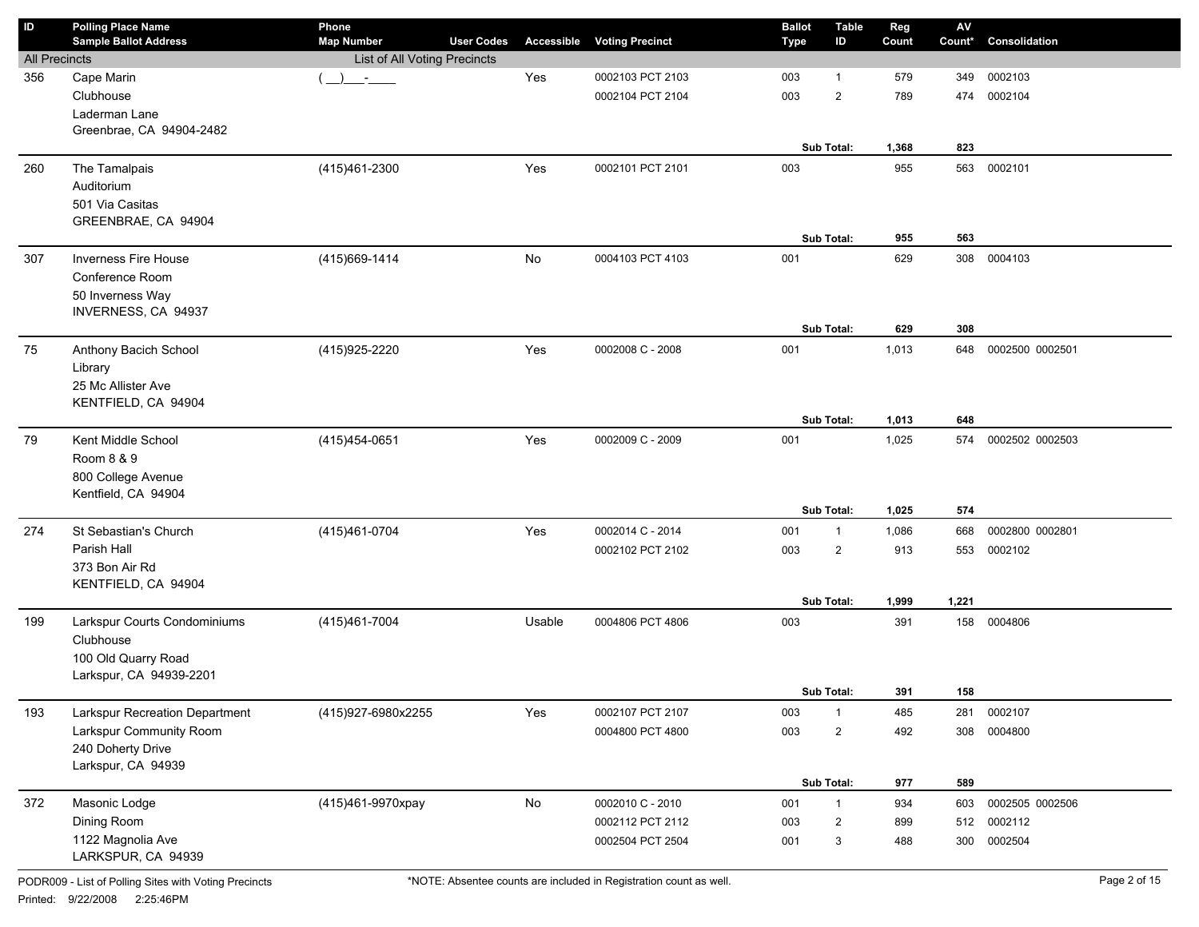| ID | Polling Place Name<br>Sample Ballot Address | Phone<br>Map Number | User Codes | Accessible | Voting Precinct | Ballot Type | Table ID | Reg Count | AV Count* | Consolidation |
|---|---|---|---|---|---|---|---|---|---|---|
| All Precincts | | List of All Voting Precincts | | | | | | | | |
| 356 | Cape Marin<br>Clubhouse<br>Laderman Lane<br>Greenbrae, CA 94904-2482 | ( __)___-____ | | Yes | 0002103 PCT 2103 | 003 | 1 | 579 | 349 | 0002103 |
| | | | | | 0002104 PCT 2104 | 003 | 2 | 789 | 474 | 0002104 |
| | | | | | | | Sub Total: | 1,368 | 823 | |
| 260 | The Tamalpais<br>Auditorium<br>501 Via Casitas<br>GREENBRAE, CA 94904 | (415)461-2300 | | Yes | 0002101 PCT 2101 | 003 | | 955 | 563 | 0002101 |
| | | | | | | | Sub Total: | 955 | 563 | |
| 307 | Inverness Fire House<br>Conference Room<br>50 Inverness Way<br>INVERNESS, CA 94937 | (415)669-1414 | | No | 0004103 PCT 4103 | 001 | | 629 | 308 | 0004103 |
| | | | | | | | Sub Total: | 629 | 308 | |
| 75 | Anthony Bacich School<br>Library<br>25 Mc Allister Ave<br>KENTFIELD, CA 94904 | (415)925-2220 | | Yes | 0002008 C - 2008 | 001 | | 1,013 | 648 | 0002500 0002501 |
| | | | | | | | Sub Total: | 1,013 | 648 | |
| 79 | Kent Middle School<br>Room 8 & 9<br>800 College Avenue<br>Kentfield, CA 94904 | (415)454-0651 | | Yes | 0002009 C - 2009 | 001 | | 1,025 | 574 | 0002502 0002503 |
| | | | | | | | Sub Total: | 1,025 | 574 | |
| 274 | St Sebastian's Church<br>Parish Hall<br>373 Bon Air Rd<br>KENTFIELD, CA 94904 | (415)461-0704 | | Yes | 0002014 C - 2014 | 001 | 1 | 1,086 | 668 | 0002800 0002801 |
| | | | | | 0002102 PCT 2102 | 003 | 2 | 913 | 553 | 0002102 |
| | | | | | | | Sub Total: | 1,999 | 1,221 | |
| 199 | Larkspur Courts Condominiums<br>Clubhouse<br>100 Old Quarry Road<br>Larkspur, CA 94939-2201 | (415)461-7004 | | Usable | 0004806 PCT 4806 | 003 | | 391 | 158 | 0004806 |
| | | | | | | | Sub Total: | 391 | 158 | |
| 193 | Larkspur Recreation Department<br>Larkspur Community Room<br>240 Doherty Drive<br>Larkspur, CA 94939 | (415)927-6980x2255 | | Yes | 0002107 PCT 2107 | 003 | 1 | 485 | 281 | 0002107 |
| | | | | | 0004800 PCT 4800 | 003 | 2 | 492 | 308 | 0004800 |
| | | | | | | | Sub Total: | 977 | 589 | |
| 372 | Masonic Lodge<br>Dining Room<br>1122 Magnolia Ave<br>LARKSPUR, CA 94939 | (415)461-9970xpay | | No | 0002010 C - 2010 | 001 | 1 | 934 | 603 | 0002505 0002506 |
| | | | | | 0002112 PCT 2112 | 003 | 2 | 899 | 512 | 0002112 |
| | | | | | 0002504 PCT 2504 | 001 | 3 | 488 | 300 | 0002504 |

PODR009 - List of Polling Sites with Voting Precincts

*NOTE: Absentee counts are included in Registration count as well.

Printed: 9/22/2008 2:25:46PM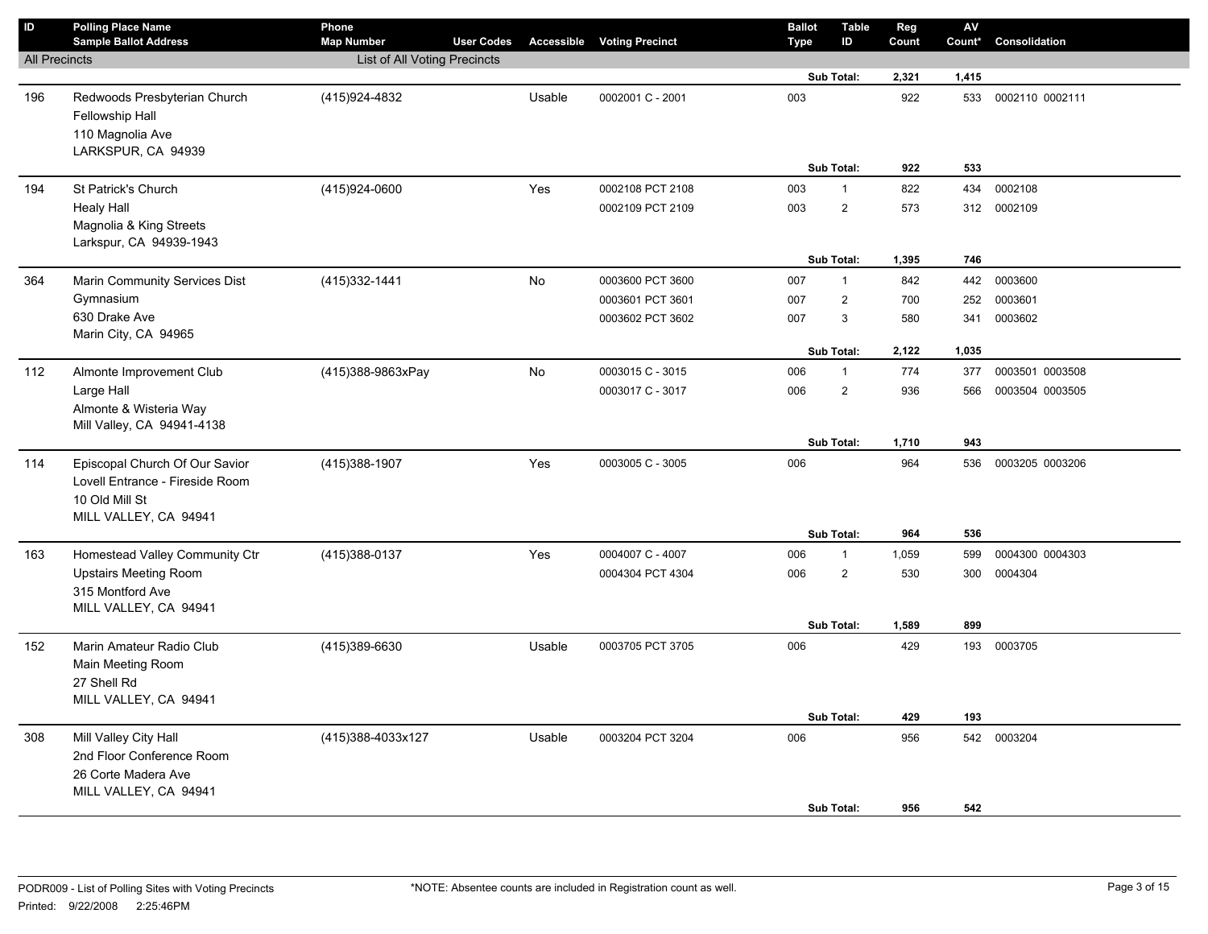| ID | Polling Place Name / Sample Ballot Address | Phone / Map Number | User Codes | Accessible | Voting Precinct | Ballot Type | Table ID | Reg Count | AV Count* | Consolidation |
|---|---|---|---|---|---|---|---|---|---|---|
| All Precincts | | List of All Voting Precincts | | | | | | | | |
| | | | | | | | **Sub Total:** | **2,321** | **1,415** | |
| 196 | Redwoods Presbyterian Church<br>Fellowship Hall<br>110 Magnolia Ave<br>LARKSPUR, CA 94939 | (415)924-4832 | | Usable | 0002001 C - 2001 | 003 | | 922 | 533 | 0002110 0002111 |
| | | | | | | | **Sub Total:** | **922** | **533** | |
| 194 | St Patrick's Church<br>Healy Hall<br>Magnolia & King Streets<br>Larkspur, CA 94939-1943 | (415)924-0600 | | Yes | 0002108 PCT 2108 | 003 | 1 | 822 | 434 | 0002108 |
| | | | | | 0002109 PCT 2109 | 003 | 2 | 573 | 312 | 0002109 |
| | | | | | | | **Sub Total:** | **1,395** | **746** | |
| 364 | Marin Community Services Dist<br>Gymnasium<br>630 Drake Ave<br>Marin City, CA 94965 | (415)332-1441 | | No | 0003600 PCT 3600 | 007 | 1 | 842 | 442 | 0003600 |
| | | | | | 0003601 PCT 3601 | 007 | 2 | 700 | 252 | 0003601 |
| | | | | | 0003602 PCT 3602 | 007 | 3 | 580 | 341 | 0003602 |
| | | | | | | | **Sub Total:** | **2,122** | **1,035** | |
| 112 | Almonte Improvement Club<br>Large Hall<br>Almonte & Wisteria Way<br>Mill Valley, CA 94941-4138 | (415)388-9863xPay | | No | 0003015 C - 3015 | 006 | 1 | 774 | 377 | 0003501 0003508 |
| | | | | | 0003017 C - 3017 | 006 | 2 | 936 | 566 | 0003504 0003505 |
| | | | | | | | **Sub Total:** | **1,710** | **943** | |
| 114 | Episcopal Church Of Our Savior<br>Lovell Entrance - Fireside Room<br>10 Old Mill St<br>MILL VALLEY, CA 94941 | (415)388-1907 | | Yes | 0003005 C - 3005 | 006 | | 964 | 536 | 0003205 0003206 |
| | | | | | | | **Sub Total:** | **964** | **536** | |
| 163 | Homestead Valley Community Ctr<br>Upstairs Meeting Room<br>315 Montford Ave<br>MILL VALLEY, CA 94941 | (415)388-0137 | | Yes | 0004007 C - 4007 | 006 | 1 | 1,059 | 599 | 0004300 0004303 |
| | | | | | 0004304 PCT 4304 | 006 | 2 | 530 | 300 | 0004304 |
| | | | | | | | **Sub Total:** | **1,589** | **899** | |
| 152 | Marin Amateur Radio Club<br>Main Meeting Room<br>27 Shell Rd<br>MILL VALLEY, CA 94941 | (415)389-6630 | | Usable | 0003705 PCT 3705 | 006 | | 429 | 193 | 0003705 |
| | | | | | | | **Sub Total:** | **429** | **193** | |
| 308 | Mill Valley City Hall<br>2nd Floor Conference Room<br>26 Corte Madera Ave<br>MILL VALLEY, CA 94941 | (415)388-4033x127 | | Usable | 0003204 PCT 3204 | 006 | | 956 | 542 | 0003204 |
| | | | | | | | **Sub Total:** | **956** | **542** | |

PODR009 - List of Polling Sites with Voting Precincts
Printed: 9/22/2008 2:25:46PM

*NOTE: Absentee counts are included in Registration count as well.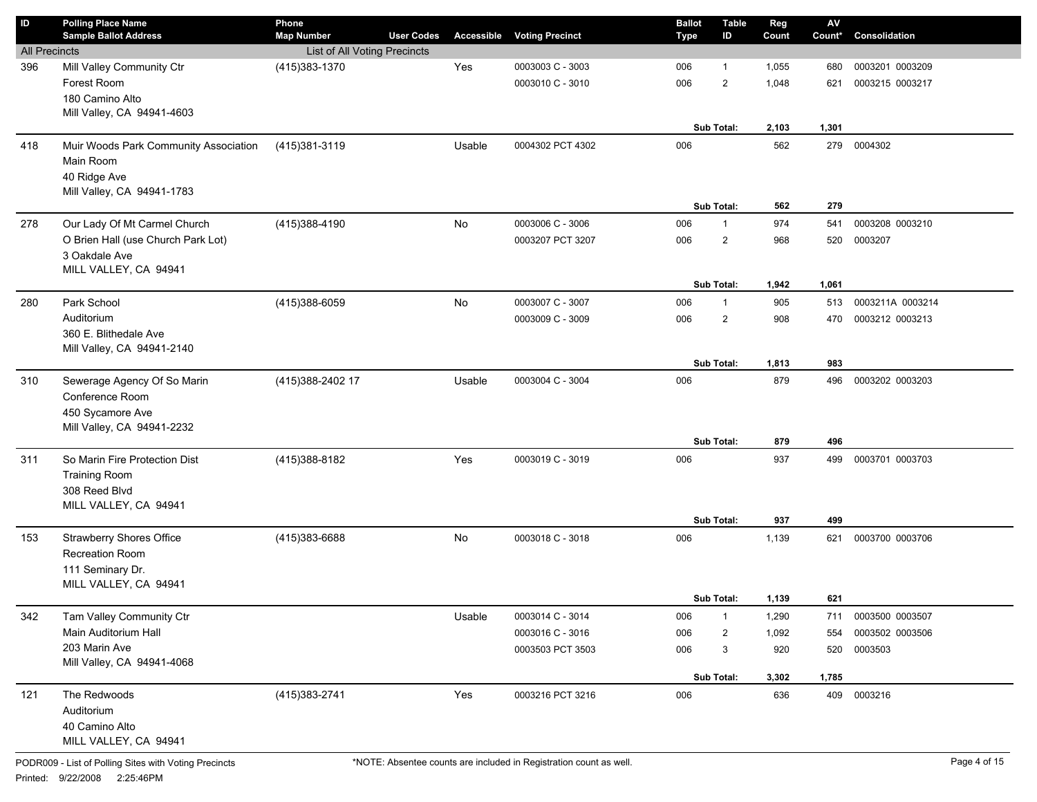| ID | Polling Place Name / Sample Ballot Address | Phone / Map Number | User Codes | Accessible | Voting Precinct | Ballot Type | Table ID | Reg Count | AV Count* | Consolidation |
|---|---|---|---|---|---|---|---|---|---|---|
| All Precincts | | List of All Voting Precincts | | | | | | | | |
| 396 | Mill Valley Community Ctr | (415)383-1370 | | Yes | 0003003 C - 3003 | 006 | 1 | 1,055 | 680 | 0003201 0003209 |
| | Forest Room | | | | 0003010 C - 3010 | 006 | 2 | 1,048 | 621 | 0003215 0003217 |
| | 180 Camino Alto | | | | | | | | | |
| | Mill Valley, CA 94941-4603 | | | | | | | | | |
| | | | | | | | **Sub Total:** | **2,103** | **1,301** | |
| 418 | Muir Woods Park Community Association | (415)381-3119 | | Usable | 0004302 PCT 4302 | 006 | | 562 | 279 | 0004302 |
| | Main Room | | | | | | | | | |
| | 40 Ridge Ave | | | | | | | | | |
| | Mill Valley, CA 94941-1783 | | | | | | | | | |
| | | | | | | | **Sub Total:** | **562** | **279** | |
| 278 | Our Lady Of Mt Carmel Church | (415)388-4190 | | No | 0003006 C - 3006 | 006 | 1 | 974 | 541 | 0003208 0003210 |
| | O Brien Hall (use Church Park Lot) | | | | 0003207 PCT 3207 | 006 | 2 | 968 | 520 | 0003207 |
| | 3 Oakdale Ave | | | | | | | | | |
| | MILL VALLEY, CA 94941 | | | | | | | | | |
| | | | | | | | **Sub Total:** | **1,942** | **1,061** | |
| 280 | Park School | (415)388-6059 | | No | 0003007 C - 3007 | 006 | 1 | 905 | 513 | 0003211A 0003214 |
| | Auditorium | | | | 0003009 C - 3009 | 006 | 2 | 908 | 470 | 0003212 0003213 |
| | 360 E. Blithedale Ave | | | | | | | | | |
| | Mill Valley, CA 94941-2140 | | | | | | | | | |
| | | | | | | | **Sub Total:** | **1,813** | **983** | |
| 310 | Sewerage Agency Of So Marin | (415)388-2402 17 | | Usable | 0003004 C - 3004 | 006 | | 879 | 496 | 0003202 0003203 |
| | Conference Room | | | | | | | | | |
| | 450 Sycamore Ave | | | | | | | | | |
| | Mill Valley, CA 94941-2232 | | | | | | | | | |
| | | | | | | | **Sub Total:** | **879** | **496** | |
| 311 | So Marin Fire Protection Dist | (415)388-8182 | | Yes | 0003019 C - 3019 | 006 | | 937 | 499 | 0003701 0003703 |
| | Training Room | | | | | | | | | |
| | 308 Reed Blvd | | | | | | | | | |
| | MILL VALLEY, CA 94941 | | | | | | | | | |
| | | | | | | | **Sub Total:** | **937** | **499** | |
| 153 | Strawberry Shores Office | (415)383-6688 | | No | 0003018 C - 3018 | 006 | | 1,139 | 621 | 0003700 0003706 |
| | Recreation Room | | | | | | | | | |
| | 111 Seminary Dr. | | | | | | | | | |
| | MILL VALLEY, CA 94941 | | | | | | | | | |
| | | | | | | | **Sub Total:** | **1,139** | **621** | |
| 342 | Tam Valley Community Ctr | | | Usable | 0003014 C - 3014 | 006 | 1 | 1,290 | 711 | 0003500 0003507 |
| | Main Auditorium Hall | | | | 0003016 C - 3016 | 006 | 2 | 1,092 | 554 | 0003502 0003506 |
| | 203 Marin Ave | | | | 0003503 PCT 3503 | 006 | 3 | 920 | 520 | 0003503 |
| | Mill Valley, CA 94941-4068 | | | | | | | | | |
| | | | | | | | **Sub Total:** | **3,302** | **1,785** | |
| 121 | The Redwoods | (415)383-2741 | | Yes | 0003216 PCT 3216 | 006 | | 636 | 409 | 0003216 |
| | Auditorium | | | | | | | | | |
| | 40 Camino Alto | | | | | | | | | |
| | MILL VALLEY, CA 94941 | | | | | | | | | |

PODR009 - List of Polling Sites with Voting Precincts

*NOTE: Absentee counts are included in Registration count as well.

Printed: 9/22/2008 2:25:46PM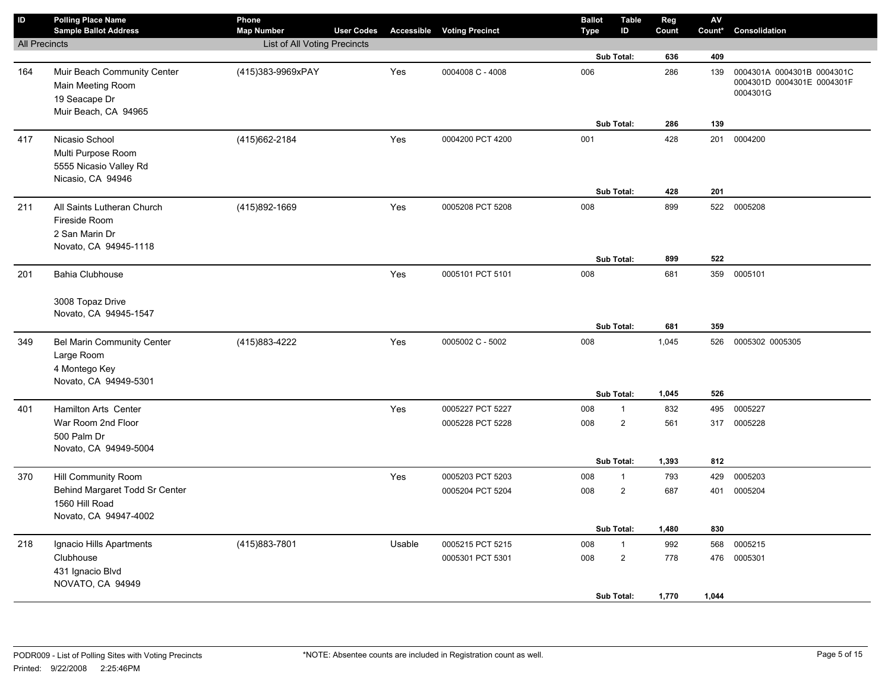| ID | Polling Place Name<br>Sample Ballot Address | Phone<br>Map Number | User Codes | Accessible | Voting Precinct | Ballot Type | Table ID | Reg Count | AV Count* | Consolidation |
|---|---|---|---|---|---|---|---|---|---|---|
| All Precincts | | List of All Voting Precincts | | | | | | | | |
| | | | | | | | Sub Total: | 636 | 409 | |
| 164 | Muir Beach Community Center<br>Main Meeting Room<br>19 Seacape Dr<br>Muir Beach, CA 94965 | (415)383-9969xPAY | | Yes | 0004008 C - 4008 | 006 | | 286 | 139 | 0004301A 0004301B 0004301C 0004301D 0004301E 0004301F 0004301G |
| | | | | | | | Sub Total: | 286 | 139 | |
| 417 | Nicasio School<br>Multi Purpose Room<br>5555 Nicasio Valley Rd<br>Nicasio, CA 94946 | (415)662-2184 | | Yes | 0004200 PCT 4200 | 001 | | 428 | 201 | 0004200 |
| | | | | | | | Sub Total: | 428 | 201 | |
| 211 | All Saints Lutheran Church<br>Fireside Room<br>2 San Marin Dr<br>Novato, CA 94945-1118 | (415)892-1669 | | Yes | 0005208 PCT 5208 | 008 | | 899 | 522 | 0005208 |
| | | | | | | | Sub Total: | 899 | 522 | |
| 201 | Bahia Clubhouse<br><br>3008 Topaz Drive<br>Novato, CA 94945-1547 | | | Yes | 0005101 PCT 5101 | 008 | | 681 | 359 | 0005101 |
| | | | | | | | Sub Total: | 681 | 359 | |
| 349 | Bel Marin Community Center<br>Large Room<br>4 Montego Key<br>Novato, CA 94949-5301 | (415)883-4222 | | Yes | 0005002 C - 5002 | 008 | | 1,045 | 526 | 0005302 0005305 |
| | | | | | | | Sub Total: | 1,045 | 526 | |
| 401 | Hamilton Arts Center<br>War Room 2nd Floor<br>500 Palm Dr<br>Novato, CA 94949-5004 | | | Yes | 0005227 PCT 5227 | 008 | 1 | 832 | 495 | 0005227 |
| | | | | | 0005228 PCT 5228 | 008 | 2 | 561 | 317 | 0005228 |
| | | | | | | | Sub Total: | 1,393 | 812 | |
| 370 | Hill Community Room<br>Behind Margaret Todd Sr Center<br>1560 Hill Road<br>Novato, CA 94947-4002 | | | Yes | 0005203 PCT 5203 | 008 | 1 | 793 | 429 | 0005203 |
| | | | | | 0005204 PCT 5204 | 008 | 2 | 687 | 401 | 0005204 |
| | | | | | | | Sub Total: | 1,480 | 830 | |
| 218 | Ignacio Hills Apartments<br>Clubhouse<br>431 Ignacio Blvd<br>NOVATO, CA 94949 | (415)883-7801 | | Usable | 0005215 PCT 5215 | 008 | 1 | 992 | 568 | 0005215 |
| | | | | | 0005301 PCT 5301 | 008 | 2 | 778 | 476 | 0005301 |
| | | | | | | | Sub Total: | 1,770 | 1,044 | |

PODR009 - List of Polling Sites with Voting Precincts

Printed: 9/22/2008 2:25:46PM

*NOTE: Absentee counts are included in Registration count as well.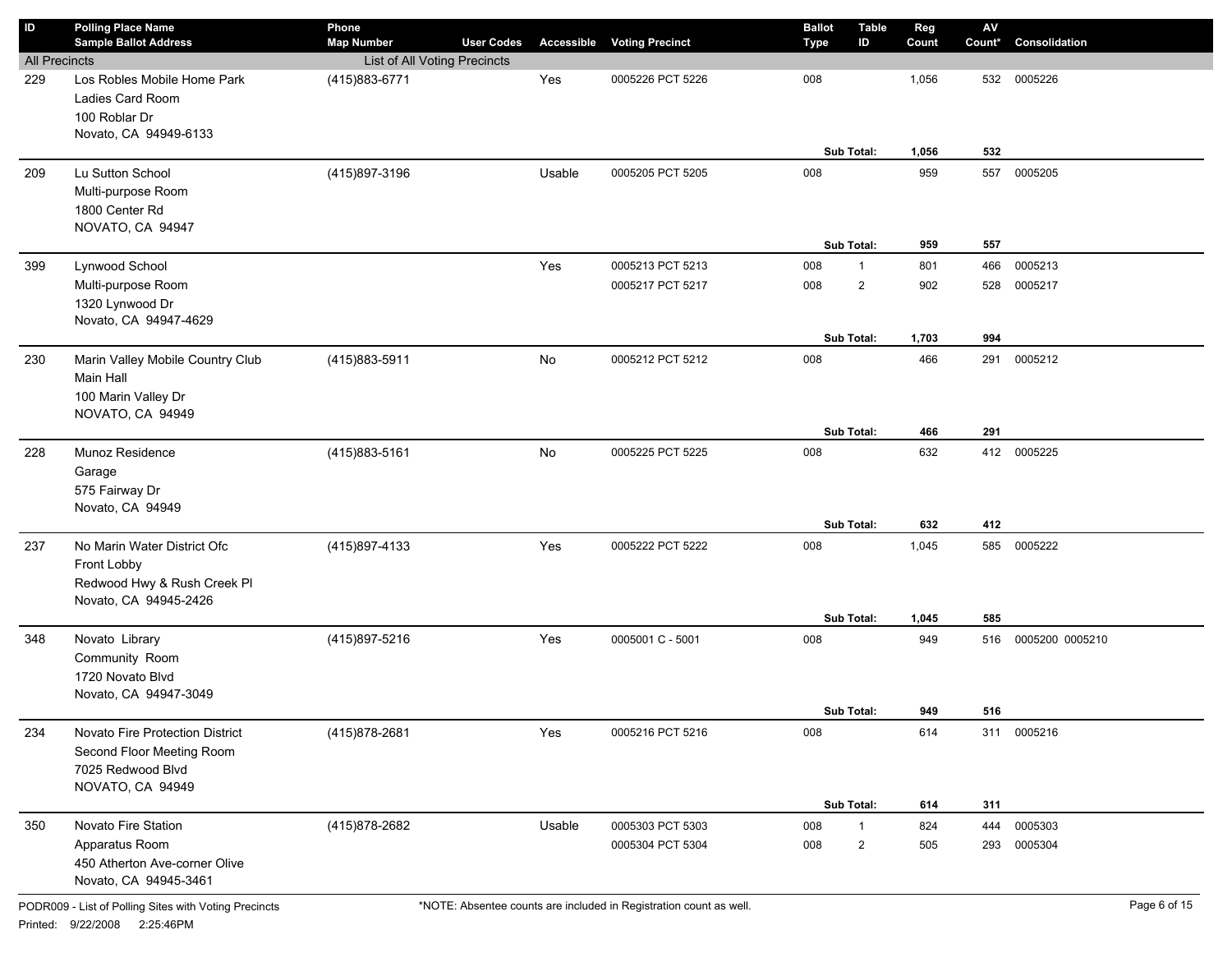| ID | Polling Place Name<br>Sample Ballot Address | Phone<br>Map Number | User Codes | Accessible | Voting Precinct | Ballot Type | Table ID | Reg Count | AV Count* | Consolidation |
|---|---|---|---|---|---|---|---|---|---|---|
| All Precincts | | List of All Voting Precincts | | | | | | | | |
| 229 | Los Robles Mobile Home Park<br>Ladies Card Room<br>100 Roblar Dr<br>Novato, CA 94949-6133 | (415)883-6771 | | Yes | 0005226 PCT 5226 | 008 | | 1,056 | 532 | 0005226 |
| | | | | | | | **Sub Total:** | **1,056** | **532** | |
| 209 | Lu Sutton School<br>Multi-purpose Room<br>1800 Center Rd<br>NOVATO, CA 94947 | (415)897-3196 | | Usable | 0005205 PCT 5205 | 008 | | 959 | 557 | 0005205 |
| | | | | | | | **Sub Total:** | **959** | **557** | |
| 399 | Lynwood School<br>Multi-purpose Room<br>1320 Lynwood Dr<br>Novato, CA 94947-4629 | | | Yes | 0005213 PCT 5213 | 008 | 1 | 801 | 466 | 0005213 |
| | | | | | 0005217 PCT 5217 | 008 | 2 | 902 | 528 | 0005217 |
| | | | | | | | **Sub Total:** | **1,703** | **994** | |
| 230 | Marin Valley Mobile Country Club<br>Main Hall<br>100 Marin Valley Dr<br>NOVATO, CA 94949 | (415)883-5911 | | No | 0005212 PCT 5212 | 008 | | 466 | 291 | 0005212 |
| | | | | | | | **Sub Total:** | **466** | **291** | |
| 228 | Munoz Residence<br>Garage<br>575 Fairway Dr<br>Novato, CA 94949 | (415)883-5161 | | No | 0005225 PCT 5225 | 008 | | 632 | 412 | 0005225 |
| | | | | | | | **Sub Total:** | **632** | **412** | |
| 237 | No Marin Water District Ofc<br>Front Lobby<br>Redwood Hwy & Rush Creek Pl<br>Novato, CA 94945-2426 | (415)897-4133 | | Yes | 0005222 PCT 5222 | 008 | | 1,045 | 585 | 0005222 |
| | | | | | | | **Sub Total:** | **1,045** | **585** | |
| 348 | Novato Library<br>Community Room<br>1720 Novato Blvd<br>Novato, CA 94947-3049 | (415)897-5216 | | Yes | 0005001 C - 5001 | 008 | | 949 | 516 | 0005200 0005210 |
| | | | | | | | **Sub Total:** | **949** | **516** | |
| 234 | Novato Fire Protection District<br>Second Floor Meeting Room<br>7025 Redwood Blvd<br>NOVATO, CA 94949 | (415)878-2681 | | Yes | 0005216 PCT 5216 | 008 | | 614 | 311 | 0005216 |
| | | | | | | | **Sub Total:** | **614** | **311** | |
| 350 | Novato Fire Station<br>Apparatus Room<br>450 Atherton Ave-corner Olive<br>Novato, CA 94945-3461 | (415)878-2682 | | Usable | 0005303 PCT 5303 | 008 | 1 | 824 | 444 | 0005303 |
| | | | | | 0005304 PCT 5304 | 008 | 2 | 505 | 293 | 0005304 |

PODR009 - List of Polling Sites with Voting Precincts

Printed: 9/22/2008 2:25:46PM

*NOTE: Absentee counts are included in Registration count as well.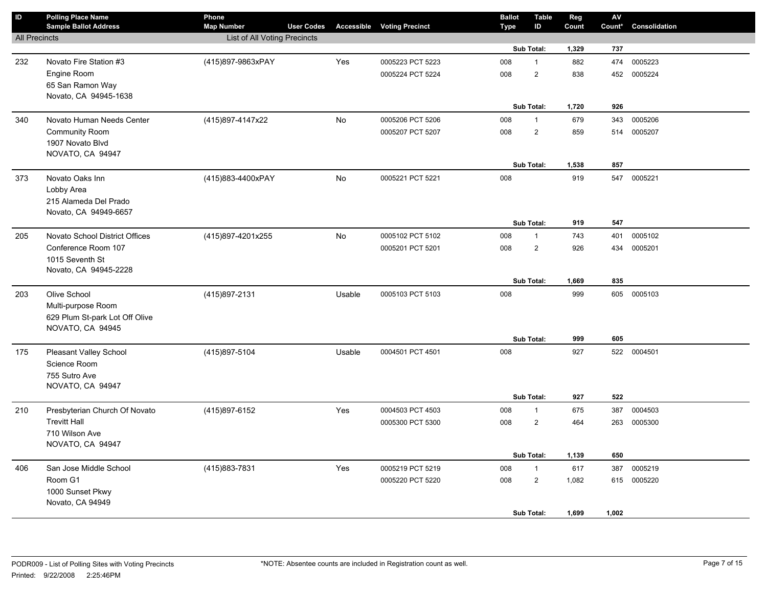| ID | Polling Place Name<br>Sample Ballot Address | Phone<br>Map Number | User Codes | Accessible | Voting Precinct | Ballot Type | Table ID | Reg Count | AV Count* | Consolidation |
|---|---|---|---|---|---|---|---|---|---|---|
| All Precincts | | List of All Voting Precincts | | | | | | | | |
| | | | | | | | Sub Total: | 1,329 | 737 | |
| 232 | Novato Fire Station #3<br>Engine Room<br>65 San Ramon Way<br>Novato, CA 94945-1638 | (415)897-9863xPAY | | Yes | 0005223 PCT 5223 | 008 | 1 | 882 | 474 | 0005223 |
| | | | | | 0005224 PCT 5224 | 008 | 2 | 838 | 452 | 0005224 |
| | | | | | | | Sub Total: | 1,720 | 926 | |
| 340 | Novato Human Needs Center<br>Community Room<br>1907 Novato Blvd<br>NOVATO, CA 94947 | (415)897-4147x22 | | No | 0005206 PCT 5206 | 008 | 1 | 679 | 343 | 0005206 |
| | | | | | 0005207 PCT 5207 | 008 | 2 | 859 | 514 | 0005207 |
| | | | | | | | Sub Total: | 1,538 | 857 | |
| 373 | Novato Oaks Inn<br>Lobby Area<br>215 Alameda Del Prado<br>Novato, CA 94949-6657 | (415)883-4400xPAY | | No | 0005221 PCT 5221 | 008 | | 919 | 547 | 0005221 |
| | | | | | | | Sub Total: | 919 | 547 | |
| 205 | Novato School District Offices<br>Conference Room 107<br>1015 Seventh St<br>Novato, CA 94945-2228 | (415)897-4201x255 | | No | 0005102 PCT 5102 | 008 | 1 | 743 | 401 | 0005102 |
| | | | | | 0005201 PCT 5201 | 008 | 2 | 926 | 434 | 0005201 |
| | | | | | | | Sub Total: | 1,669 | 835 | |
| 203 | Olive School<br>Multi-purpose Room<br>629 Plum St-park Lot Off Olive<br>NOVATO, CA 94945 | (415)897-2131 | | Usable | 0005103 PCT 5103 | 008 | | 999 | 605 | 0005103 |
| | | | | | | | Sub Total: | 999 | 605 | |
| 175 | Pleasant Valley School<br>Science Room<br>755 Sutro Ave<br>NOVATO, CA 94947 | (415)897-5104 | | Usable | 0004501 PCT 4501 | 008 | | 927 | 522 | 0004501 |
| | | | | | | | Sub Total: | 927 | 522 | |
| 210 | Presbyterian Church Of Novato<br>Trevitt Hall<br>710 Wilson Ave<br>NOVATO, CA 94947 | (415)897-6152 | | Yes | 0004503 PCT 4503 | 008 | 1 | 675 | 387 | 0004503 |
| | | | | | 0005300 PCT 5300 | 008 | 2 | 464 | 263 | 0005300 |
| | | | | | | | Sub Total: | 1,139 | 650 | |
| 406 | San Jose Middle School<br>Room G1<br>1000 Sunset Pkwy<br>Novato, CA 94949 | (415)883-7831 | | Yes | 0005219 PCT 5219 | 008 | 1 | 617 | 387 | 0005219 |
| | | | | | 0005220 PCT 5220 | 008 | 2 | 1,082 | 615 | 0005220 |
| | | | | | | | Sub Total: | 1,699 | 1,002 | |

PODR009 - List of Polling Sites with Voting Precincts
Printed: 9/22/2008 2:25:46PM

*NOTE: Absentee counts are included in Registration count as well.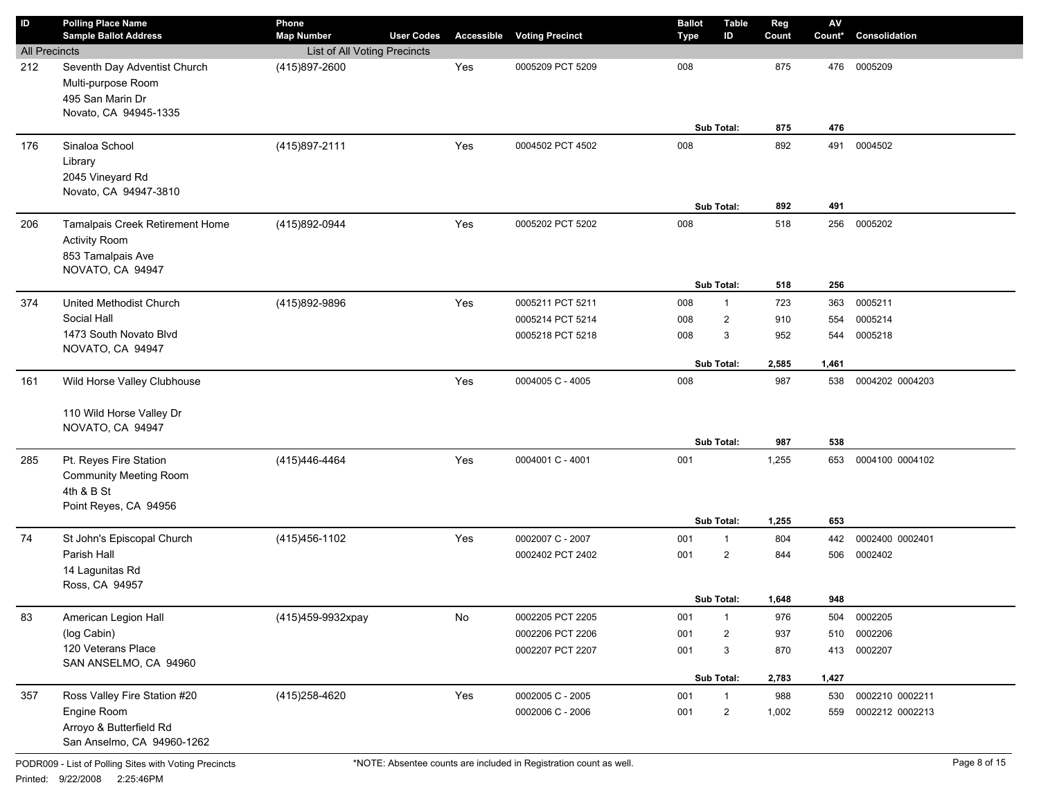| ID | Polling Place Name / Sample Ballot Address | Phone / Map Number | User Codes | Accessible | Voting Precinct | Ballot Type | Table ID | Reg Count | AV Count* | Consolidation |
|---|---|---|---|---|---|---|---|---|---|---|
| All Precincts | | List of All Voting Precincts | | | | | | | | |
| 212 | Seventh Day Adventist Church<br>Multi-purpose Room<br>495 San Marin Dr<br>Novato, CA 94945-1335 | (415)897-2600 | | Yes | 0005209 PCT 5209 | 008 | | 875 | 476 | 0005209 |
| | | | | | | | **Sub Total:** | **875** | **476** | |
| 176 | Sinaloa School<br>Library<br>2045 Vineyard Rd<br>Novato, CA 94947-3810 | (415)897-2111 | | Yes | 0004502 PCT 4502 | 008 | | 892 | 491 | 0004502 |
| | | | | | | | **Sub Total:** | **892** | **491** | |
| 206 | Tamalpais Creek Retirement Home<br>Activity Room<br>853 Tamalpais Ave<br>NOVATO, CA 94947 | (415)892-0944 | | Yes | 0005202 PCT 5202 | 008 | | 518 | 256 | 0005202 |
| | | | | | | | **Sub Total:** | **518** | **256** | |
| 374 | United Methodist Church<br>Social Hall<br>1473 South Novato Blvd<br>NOVATO, CA 94947 | (415)892-9896 | | Yes | 0005211 PCT 5211 | 008 | 1 | 723 | 363 | 0005211 |
| | | | | | 0005214 PCT 5214 | 008 | 2 | 910 | 554 | 0005214 |
| | | | | | 0005218 PCT 5218 | 008 | 3 | 952 | 544 | 0005218 |
| | | | | | | | **Sub Total:** | **2,585** | **1,461** | |
| 161 | Wild Horse Valley Clubhouse<br><br>110 Wild Horse Valley Dr<br>NOVATO, CA 94947 | | | Yes | 0004005 C - 4005 | 008 | | 987 | 538 | 0004202 0004203 |
| | | | | | | | **Sub Total:** | **987** | **538** | |
| 285 | Pt. Reyes Fire Station<br>Community Meeting Room<br>4th & B St<br>Point Reyes, CA 94956 | (415)446-4464 | | Yes | 0004001 C - 4001 | 001 | | 1,255 | 653 | 0004100 0004102 |
| | | | | | | | **Sub Total:** | **1,255** | **653** | |
| 74 | St John's Episcopal Church<br>Parish Hall<br>14 Lagunitas Rd<br>Ross, CA 94957 | (415)456-1102 | | Yes | 0002007 C - 2007 | 001 | 1 | 804 | 442 | 0002400 0002401 |
| | | | | | 0002402 PCT 2402 | 001 | 2 | 844 | 506 | 0002402 |
| | | | | | | | **Sub Total:** | **1,648** | **948** | |
| 83 | American Legion Hall<br>(log Cabin)<br>120 Veterans Place<br>SAN ANSELMO, CA 94960 | (415)459-9932xpay | | No | 0002205 PCT 2205 | 001 | 1 | 976 | 504 | 0002205 |
| | | | | | 0002206 PCT 2206 | 001 | 2 | 937 | 510 | 0002206 |
| | | | | | 0002207 PCT 2207 | 001 | 3 | 870 | 413 | 0002207 |
| | | | | | | | **Sub Total:** | **2,783** | **1,427** | |
| 357 | Ross Valley Fire Station #20<br>Engine Room<br>Arroyo & Butterfield Rd<br>San Anselmo, CA 94960-1262 | (415)258-4620 | | Yes | 0002005 C - 2005 | 001 | 1 | 988 | 530 | 0002210 0002211 |
| | | | | | 0002006 C - 2006 | 001 | 2 | 1,002 | 559 | 0002212 0002213 |

PODR009 - List of Polling Sites with Voting Precincts

*NOTE: Absentee counts are included in Registration count as well.

Printed: 9/22/2008 2:25:46PM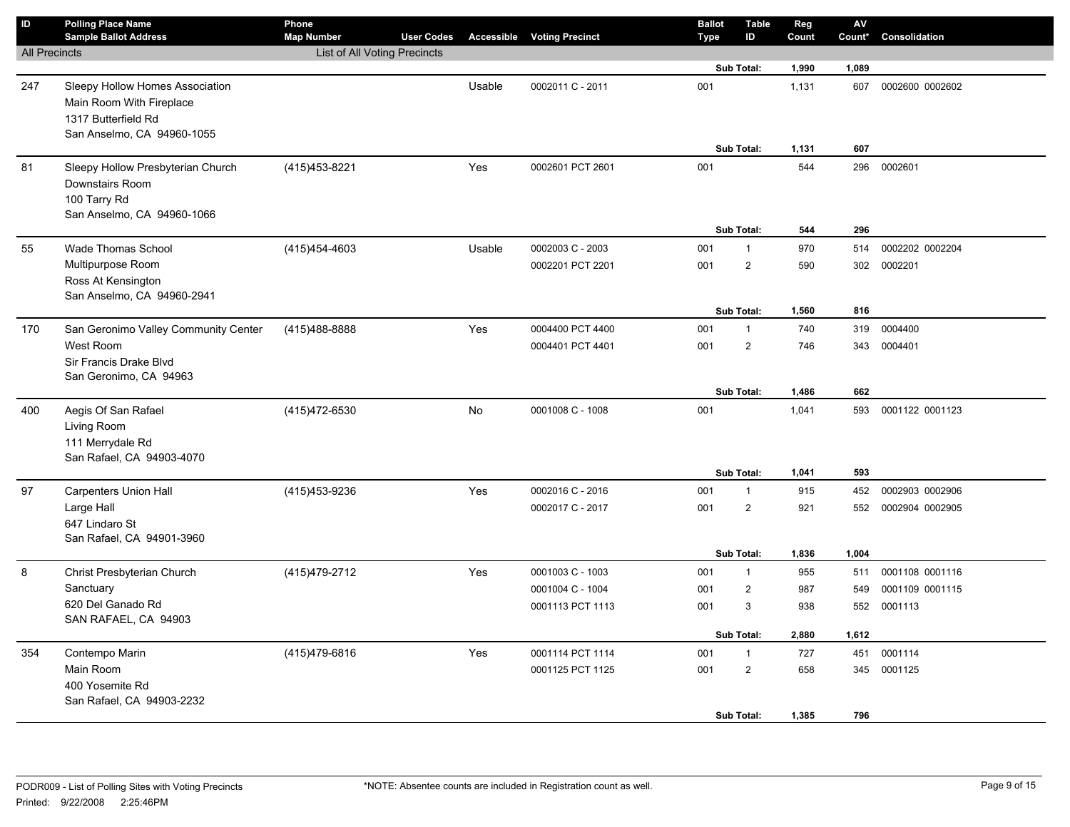| ID | Polling Place Name<br>Sample Ballot Address | Phone<br>Map Number | User Codes | Accessible | Voting Precinct | Ballot Type | Table ID | Reg Count | AV Count* | Consolidation |
|---|---|---|---|---|---|---|---|---|---|---|
| All Precincts | | List of All Voting Precincts | | | | | | | | |
| | | | | | | | Sub Total: | **1,990** | **1,089** | |
| 247 | Sleepy Hollow Homes Association<br>Main Room With Fireplace<br>1317 Butterfield Rd<br>San Anselmo, CA 94960-1055 | | | Usable | 0002011 C - 2011 | 001 | | 1,131 | 607 | 0002600 0002602 |
| | | | | | | | Sub Total: | **1,131** | **607** | |
| 81 | Sleepy Hollow Presbyterian Church<br>Downstairs Room<br>100 Tarry Rd<br>San Anselmo, CA 94960-1066 | (415)453-8221 | | Yes | 0002601 PCT 2601 | 001 | | 544 | 296 | 0002601 |
| | | | | | | | Sub Total: | **544** | **296** | |
| 55 | Wade Thomas School<br>Multipurpose Room<br>Ross At Kensington<br>San Anselmo, CA 94960-2941 | (415)454-4603 | | Usable | 0002003 C - 2003 | 001 | 1 | 970 | 514 | 0002202 0002204 |
| | | | | | 0002201 PCT 2201 | 001 | 2 | 590 | 302 | 0002201 |
| | | | | | | | Sub Total: | **1,560** | **816** | |
| 170 | San Geronimo Valley Community Center<br>West Room<br>Sir Francis Drake Blvd<br>San Geronimo, CA 94963 | (415)488-8888 | | Yes | 0004400 PCT 4400 | 001 | 1 | 740 | 319 | 0004400 |
| | | | | | 0004401 PCT 4401 | 001 | 2 | 746 | 343 | 0004401 |
| | | | | | | | Sub Total: | **1,486** | **662** | |
| 400 | Aegis Of San Rafael<br>Living Room<br>111 Merrydale Rd<br>San Rafael, CA 94903-4070 | (415)472-6530 | | No | 0001008 C - 1008 | 001 | | 1,041 | 593 | 0001122 0001123 |
| | | | | | | | Sub Total: | **1,041** | **593** | |
| 97 | Carpenters Union Hall<br>Large Hall<br>647 Lindaro St<br>San Rafael, CA 94901-3960 | (415)453-9236 | | Yes | 0002016 C - 2016 | 001 | 1 | 915 | 452 | 0002903 0002906 |
| | | | | | 0002017 C - 2017 | 001 | 2 | 921 | 552 | 0002904 0002905 |
| | | | | | | | Sub Total: | **1,836** | **1,004** | |
| 8 | Christ Presbyterian Church<br>Sanctuary<br>620 Del Ganado Rd<br>SAN RAFAEL, CA 94903 | (415)479-2712 | | Yes | 0001003 C - 1003 | 001 | 1 | 955 | 511 | 0001108 0001116 |
| | | | | | 0001004 C - 1004 | 001 | 2 | 987 | 549 | 0001109 0001115 |
| | | | | | 0001113 PCT 1113 | 001 | 3 | 938 | 552 | 0001113 |
| | | | | | | | Sub Total: | **2,880** | **1,612** | |
| 354 | Contempo Marin<br>Main Room<br>400 Yosemite Rd<br>San Rafael, CA 94903-2232 | (415)479-6816 | | Yes | 0001114 PCT 1114 | 001 | 1 | 727 | 451 | 0001114 |
| | | | | | 0001125 PCT 1125 | 001 | 2 | 658 | 345 | 0001125 |
| | | | | | | | Sub Total: | **1,385** | **796** | |

PODR009 - List of Polling Sites with Voting Precincts

Printed: 9/22/2008 2:25:46PM

*NOTE: Absentee counts are included in Registration count as well.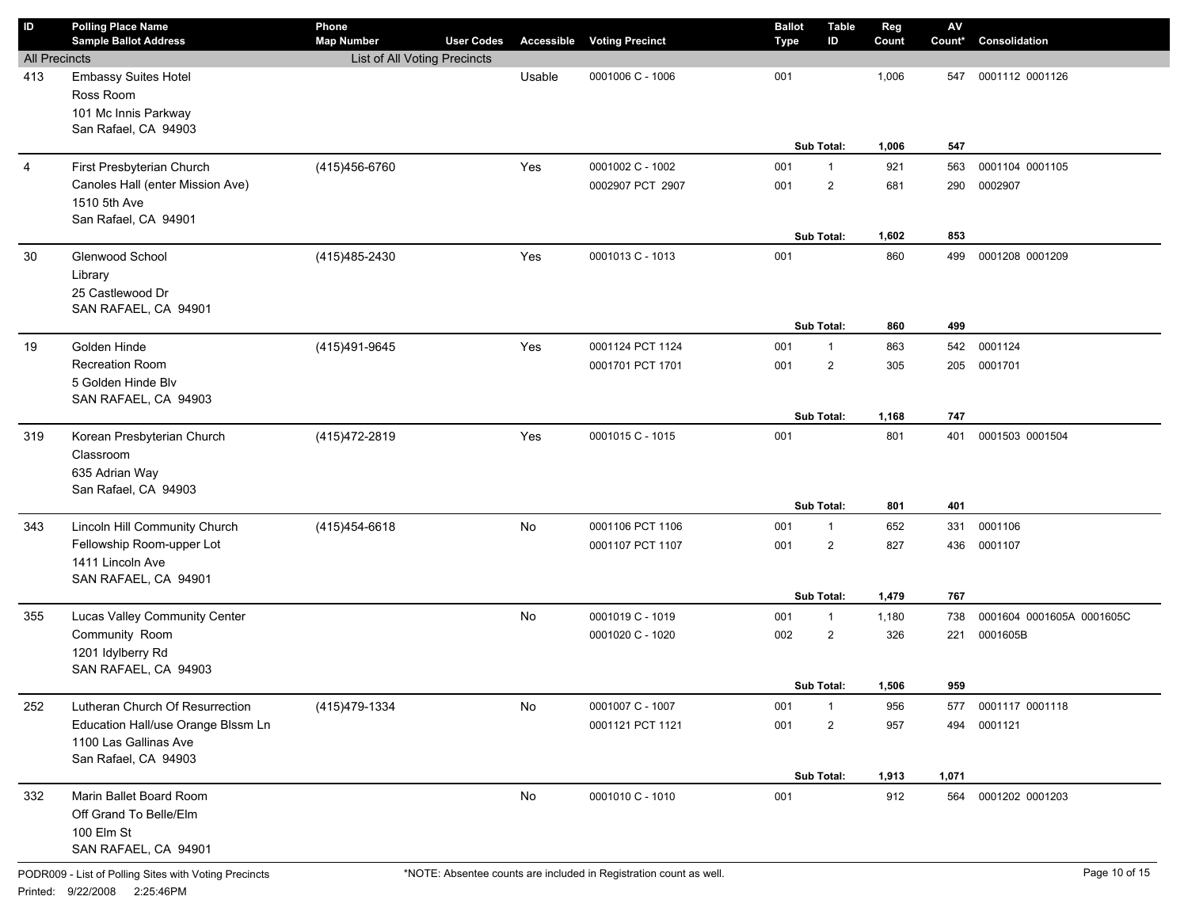| ID | Polling Place Name<br>Sample Ballot Address | Phone<br>Map Number | User Codes | Accessible | Voting Precinct | Ballot Type | Table ID | Reg Count | AV Count* | Consolidation |
|---|---|---|---|---|---|---|---|---|---|---|
| All Precincts | | List of All Voting Precincts | | | | | | | | |
| 413 | Embassy Suites Hotel<br>Ross Room<br>101 Mc Innis Parkway<br>San Rafael, CA 94903 | | | Usable | 0001006 C - 1006 | 001 | | 1,006 | 547 | 0001112 0001126 |
| | | | | | | | Sub Total: | 1,006 | 547 | |
| 4 | First Presbyterian Church<br>Canoles Hall (enter Mission Ave)<br>1510 5th Ave<br>San Rafael, CA 94901 | (415)456-6760 | | Yes | 0001002 C - 1002 | 001 | 1 | 921 | 563 | 0001104 0001105 |
| | | | | | 0002907 PCT 2907 | 001 | 2 | 681 | 290 | 0002907 |
| | | | | | | | Sub Total: | 1,602 | 853 | |
| 30 | Glenwood School<br>Library<br>25 Castlewood Dr<br>SAN RAFAEL, CA 94901 | (415)485-2430 | | Yes | 0001013 C - 1013 | 001 | | 860 | 499 | 0001208 0001209 |
| | | | | | | | Sub Total: | 860 | 499 | |
| 19 | Golden Hinde<br>Recreation Room<br>5 Golden Hinde Blv<br>SAN RAFAEL, CA 94903 | (415)491-9645 | | Yes | 0001124 PCT 1124 | 001 | 1 | 863 | 542 | 0001124 |
| | | | | | 0001701 PCT 1701 | 001 | 2 | 305 | 205 | 0001701 |
| | | | | | | | Sub Total: | 1,168 | 747 | |
| 319 | Korean Presbyterian Church<br>Classroom<br>635 Adrian Way<br>San Rafael, CA 94903 | (415)472-2819 | | Yes | 0001015 C - 1015 | 001 | | 801 | 401 | 0001503 0001504 |
| | | | | | | | Sub Total: | 801 | 401 | |
| 343 | Lincoln Hill Community Church<br>Fellowship Room-upper Lot<br>1411 Lincoln Ave<br>SAN RAFAEL, CA 94901 | (415)454-6618 | | No | 0001106 PCT 1106 | 001 | 1 | 652 | 331 | 0001106 |
| | | | | | 0001107 PCT 1107 | 001 | 2 | 827 | 436 | 0001107 |
| | | | | | | | Sub Total: | 1,479 | 767 | |
| 355 | Lucas Valley Community Center<br>Community Room<br>1201 Idylberry Rd<br>SAN RAFAEL, CA 94903 | | | No | 0001019 C - 1019 | 001 | 1 | 1,180 | 738 | 0001604 0001605A 0001605C |
| | | | | | 0001020 C - 1020 | 002 | 2 | 326 | 221 | 0001605B |
| | | | | | | | Sub Total: | 1,506 | 959 | |
| 252 | Lutheran Church Of Resurrection<br>Education Hall/use Orange Blssm Ln<br>1100 Las Gallinas Ave<br>San Rafael, CA 94903 | (415)479-1334 | | No | 0001007 C - 1007 | 001 | 1 | 956 | 577 | 0001117 0001118 |
| | | | | | 0001121 PCT 1121 | 001 | 2 | 957 | 494 | 0001121 |
| | | | | | | | Sub Total: | 1,913 | 1,071 | |
| 332 | Marin Ballet Board Room<br>Off Grand To Belle/Elm<br>100 Elm St<br>SAN RAFAEL, CA 94901 | | | No | 0001010 C - 1010 | 001 | | 912 | 564 | 0001202 0001203 |

PODR009 - List of Polling Sites with Voting Precincts

Printed: 9/22/2008 2:25:46PM

*NOTE: Absentee counts are included in Registration count as well.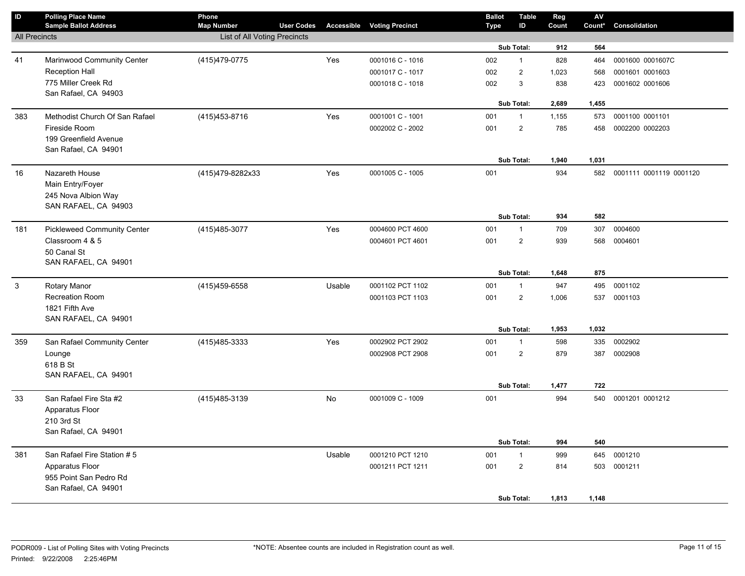| ID | Polling Place Name<br>Sample Ballot Address | Phone<br>Map Number | User Codes | Accessible | Voting Precinct | Ballot Type | Table ID | Reg Count | AV Count* | Consolidation |
|---|---|---|---|---|---|---|---|---|---|---|
| All Precincts | | List of All Voting Precincts | | | | | | | | |
| | | | | | | | Sub Total: | 912 | 564 | |
| 41 | Marinwood Community Center | (415)479-0775 | | Yes | 0001016 C - 1016 | 002 | 1 | 828 | 464 | 0001600 0001607C |
| | Reception Hall | | | | 0001017 C - 1017 | 002 | 2 | 1,023 | 568 | 0001601 0001603 |
| | 775 Miller Creek Rd | | | | 0001018 C - 1018 | 002 | 3 | 838 | 423 | 0001602 0001606 |
| | San Rafael, CA 94903 | | | | | | | | | |
| | | | | | | | Sub Total: | 2,689 | 1,455 | |
| 383 | Methodist Church Of San Rafael | (415)453-8716 | | Yes | 0001001 C - 1001 | 001 | 1 | 1,155 | 573 | 0001100 0001101 |
| | Fireside Room | | | | 0002002 C - 2002 | 001 | 2 | 785 | 458 | 0002200 0002203 |
| | 199 Greenfield Avenue | | | | | | | | | |
| | San Rafael, CA 94901 | | | | | | | | | |
| | | | | | | | Sub Total: | 1,940 | 1,031 | |
| 16 | Nazareth House | (415)479-8282x33 | | Yes | 0001005 C - 1005 | 001 | | 934 | 582 | 0001111 0001119 0001120 |
| | Main Entry/Foyer | | | | | | | | | |
| | 245 Nova Albion Way | | | | | | | | | |
| | SAN RAFAEL, CA 94903 | | | | | | | | | |
| | | | | | | | Sub Total: | 934 | 582 | |
| 181 | Pickleweed Community Center | (415)485-3077 | | Yes | 0004600 PCT 4600 | 001 | 1 | 709 | 307 | 0004600 |
| | Classroom 4 & 5 | | | | 0004601 PCT 4601 | 001 | 2 | 939 | 568 | 0004601 |
| | 50 Canal St | | | | | | | | | |
| | SAN RAFAEL, CA 94901 | | | | | | | | | |
| | | | | | | | Sub Total: | 1,648 | 875 | |
| 3 | Rotary Manor | (415)459-6558 | | Usable | 0001102 PCT 1102 | 001 | 1 | 947 | 495 | 0001102 |
| | Recreation Room | | | | 0001103 PCT 1103 | 001 | 2 | 1,006 | 537 | 0001103 |
| | 1821 Fifth Ave | | | | | | | | | |
| | SAN RAFAEL, CA 94901 | | | | | | | | | |
| | | | | | | | Sub Total: | 1,953 | 1,032 | |
| 359 | San Rafael Community Center | (415)485-3333 | | Yes | 0002902 PCT 2902 | 001 | 1 | 598 | 335 | 0002902 |
| | Lounge | | | | 0002908 PCT 2908 | 001 | 2 | 879 | 387 | 0002908 |
| | 618 B St | | | | | | | | | |
| | SAN RAFAEL, CA 94901 | | | | | | | | | |
| | | | | | | | Sub Total: | 1,477 | 722 | |
| 33 | San Rafael Fire Sta #2 | (415)485-3139 | | No | 0001009 C - 1009 | 001 | | 994 | 540 | 0001201 0001212 |
| | Apparatus Floor | | | | | | | | | |
| | 210 3rd St | | | | | | | | | |
| | San Rafael, CA 94901 | | | | | | | | | |
| | | | | | | | Sub Total: | 994 | 540 | |
| 381 | San Rafael Fire Station # 5 | | | Usable | 0001210 PCT 1210 | 001 | 1 | 999 | 645 | 0001210 |
| | Apparatus Floor | | | | 0001211 PCT 1211 | 001 | 2 | 814 | 503 | 0001211 |
| | 955 Point San Pedro Rd | | | | | | | | | |
| | San Rafael, CA 94901 | | | | | | | | | |
| | | | | | | | Sub Total: | 1,813 | 1,148 | |

PODR009 - List of Polling Sites with Voting Precincts

Printed: 9/22/2008 2:25:46PM

*NOTE: Absentee counts are included in Registration count as well.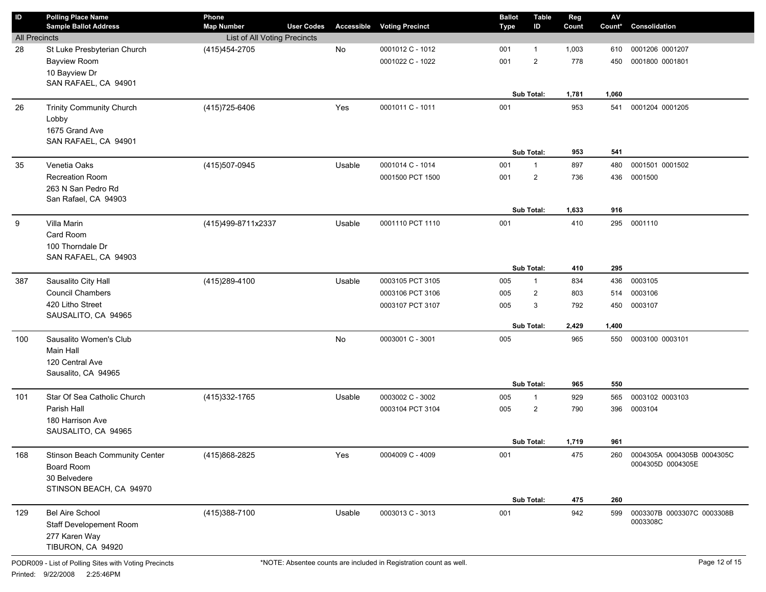| ID | Polling Place Name<br>Sample Ballot Address | Phone<br>Map Number | User Codes | Accessible | Voting Precinct | Ballot Type | Table ID | Reg Count | AV Count* | Consolidation |
|---|---|---|---|---|---|---|---|---|---|---|
| All Precincts | | List of All Voting Precincts | | | | | | | | |
| 28 | St Luke Presbyterian Church<br>Bayview Room<br>10 Bayview Dr<br>SAN RAFAEL, CA 94901 | (415)454-2705 | | No | 0001012 C - 1012 | 001 | 1 | 1,003 | 610 | 0001206 0001207 |
| | | | | | 0001022 C - 1022 | 001 | 2 | 778 | 450 | 0001800 0001801 |
| | | | | | | | **Sub Total:** | **1,781** | **1,060** | |
| 26 | Trinity Community Church<br>Lobby<br>1675 Grand Ave<br>SAN RAFAEL, CA 94901 | (415)725-6406 | | Yes | 0001011 C - 1011 | 001 | | 953 | 541 | 0001204 0001205 |
| | | | | | | | **Sub Total:** | **953** | **541** | |
| 35 | Venetia Oaks<br>Recreation Room<br>263 N San Pedro Rd<br>San Rafael, CA 94903 | (415)507-0945 | | Usable | 0001014 C - 1014 | 001 | 1 | 897 | 480 | 0001501 0001502 |
| | | | | | 0001500 PCT 1500 | 001 | 2 | 736 | 436 | 0001500 |
| | | | | | | | **Sub Total:** | **1,633** | **916** | |
| 9 | Villa Marin<br>Card Room<br>100 Thorndale Dr<br>SAN RAFAEL, CA 94903 | (415)499-8711x2337 | | Usable | 0001110 PCT 1110 | 001 | | 410 | 295 | 0001110 |
| | | | | | | | **Sub Total:** | **410** | **295** | |
| 387 | Sausalito City Hall<br>Council Chambers<br>420 Litho Street<br>SAUSALITO, CA 94965 | (415)289-4100 | | Usable | 0003105 PCT 3105 | 005 | 1 | 834 | 436 | 0003105 |
| | | | | | 0003106 PCT 3106 | 005 | 2 | 803 | 514 | 0003106 |
| | | | | | 0003107 PCT 3107 | 005 | 3 | 792 | 450 | 0003107 |
| | | | | | | | **Sub Total:** | **2,429** | **1,400** | |
| 100 | Sausalito Women's Club<br>Main Hall<br>120 Central Ave<br>Sausalito, CA 94965 | | | No | 0003001 C - 3001 | 005 | | 965 | 550 | 0003100 0003101 |
| | | | | | | | **Sub Total:** | **965** | **550** | |
| 101 | Star Of Sea Catholic Church<br>Parish Hall<br>180 Harrison Ave<br>SAUSALITO, CA 94965 | (415)332-1765 | | Usable | 0003002 C - 3002 | 005 | 1 | 929 | 565 | 0003102 0003103 |
| | | | | | 0003104 PCT 3104 | 005 | 2 | 790 | 396 | 0003104 |
| | | | | | | | **Sub Total:** | **1,719** | **961** | |
| 168 | Stinson Beach Community Center<br>Board Room<br>30 Belvedere<br>STINSON BEACH, CA 94970 | (415)868-2825 | | Yes | 0004009 C - 4009 | 001 | | 475 | 260 | 0004305A 0004305B 0004305C 0004305D 0004305E |
| | | | | | | | **Sub Total:** | **475** | **260** | |
| 129 | Bel Aire School<br>Staff Developement Room<br>277 Karen Way<br>TIBURON, CA 94920 | (415)388-7100 | | Usable | 0003013 C - 3013 | 001 | | 942 | 599 | 0003307B 0003307C 0003308B 0003308C |

PODR009 - List of Polling Sites with Voting Precincts

Printed: 9/22/2008 2:25:46PM

*NOTE: Absentee counts are included in Registration count as well.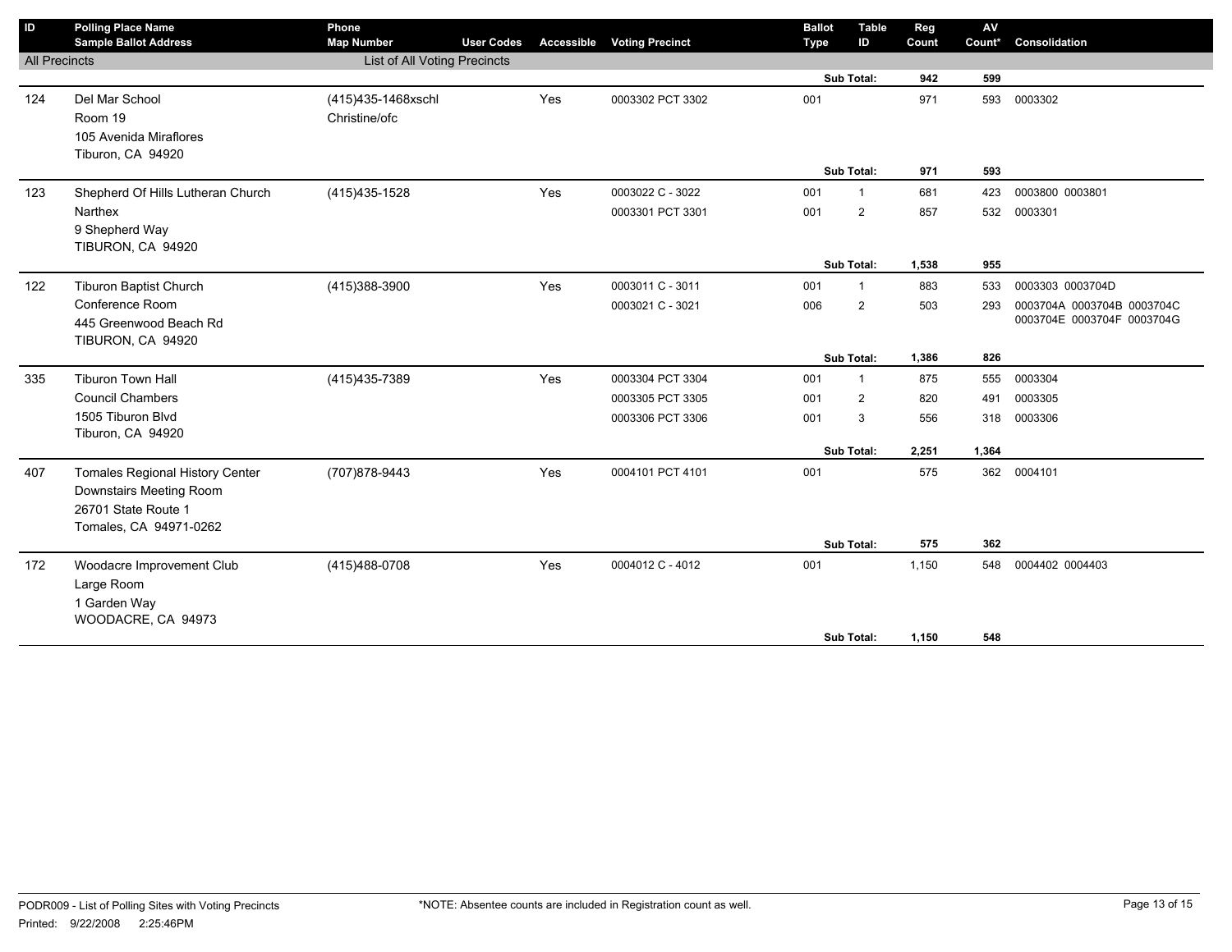| ID | Polling Place Name<br>Sample Ballot Address | Phone<br>Map Number | User Codes | Accessible | Voting Precinct | Ballot Type | Table ID | Reg Count | AV Count* | Consolidation |
|---|---|---|---|---|---|---|---|---|---|---|
| All Precincts | | List of All Voting Precincts | | | | | | | | |
| | | | | | | | Sub Total: | 942 | 599 | |
| 124 | Del Mar School<br>Room 19<br>105 Avenida Miraflores<br>Tiburon, CA 94920 | (415)435-1468xschl<br>Christine/ofc | | Yes | 0003302 PCT 3302 | 001 | | 971 | 593 | 0003302 |
| | | | | | | | Sub Total: | 971 | 593 | |
| 123 | Shepherd Of Hills Lutheran Church<br>Narthex<br>9 Shepherd Way<br>TIBURON, CA 94920 | (415)435-1528 | | Yes | 0003022 C - 3022 | 001 | 1 | 681 | 423 | 0003800 0003801 |
| | | | | | 0003301 PCT 3301 | 001 | 2 | 857 | 532 | 0003301 |
| | | | | | | | Sub Total: | 1,538 | 955 | |
| 122 | Tiburon Baptist Church<br>Conference Room<br>445 Greenwood Beach Rd<br>TIBURON, CA 94920 | (415)388-3900 | | Yes | 0003011 C - 3011 | 001 | 1 | 883 | 533 | 0003303 0003704D |
| | | | | | 0003021 C - 3021 | 006 | 2 | 503 | 293 | 0003704A 0003704B 0003704C 0003704E 0003704F 0003704G |
| | | | | | | | Sub Total: | 1,386 | 826 | |
| 335 | Tiburon Town Hall<br>Council Chambers<br>1505 Tiburon Blvd<br>Tiburon, CA 94920 | (415)435-7389 | | Yes | 0003304 PCT 3304 | 001 | 1 | 875 | 555 | 0003304 |
| | | | | | 0003305 PCT 3305 | 001 | 2 | 820 | 491 | 0003305 |
| | | | | | 0003306 PCT 3306 | 001 | 3 | 556 | 318 | 0003306 |
| | | | | | | | Sub Total: | 2,251 | 1,364 | |
| 407 | Tomales Regional History Center<br>Downstairs Meeting Room<br>26701 State Route 1<br>Tomales, CA 94971-0262 | (707)878-9443 | | Yes | 0004101 PCT 4101 | 001 | | 575 | 362 | 0004101 |
| | | | | | | | Sub Total: | 575 | 362 | |
| 172 | Woodacre Improvement Club<br>Large Room<br>1 Garden Way<br>WOODACRE, CA 94973 | (415)488-0708 | | Yes | 0004012 C - 4012 | 001 | | 1,150 | 548 | 0004402 0004403 |
| | | | | | | | Sub Total: | 1,150 | 548 | |

PODR009 - List of Polling Sites with Voting Precincts

Printed: 9/22/2008 2:25:46PM

*NOTE: Absentee counts are included in Registration count as well.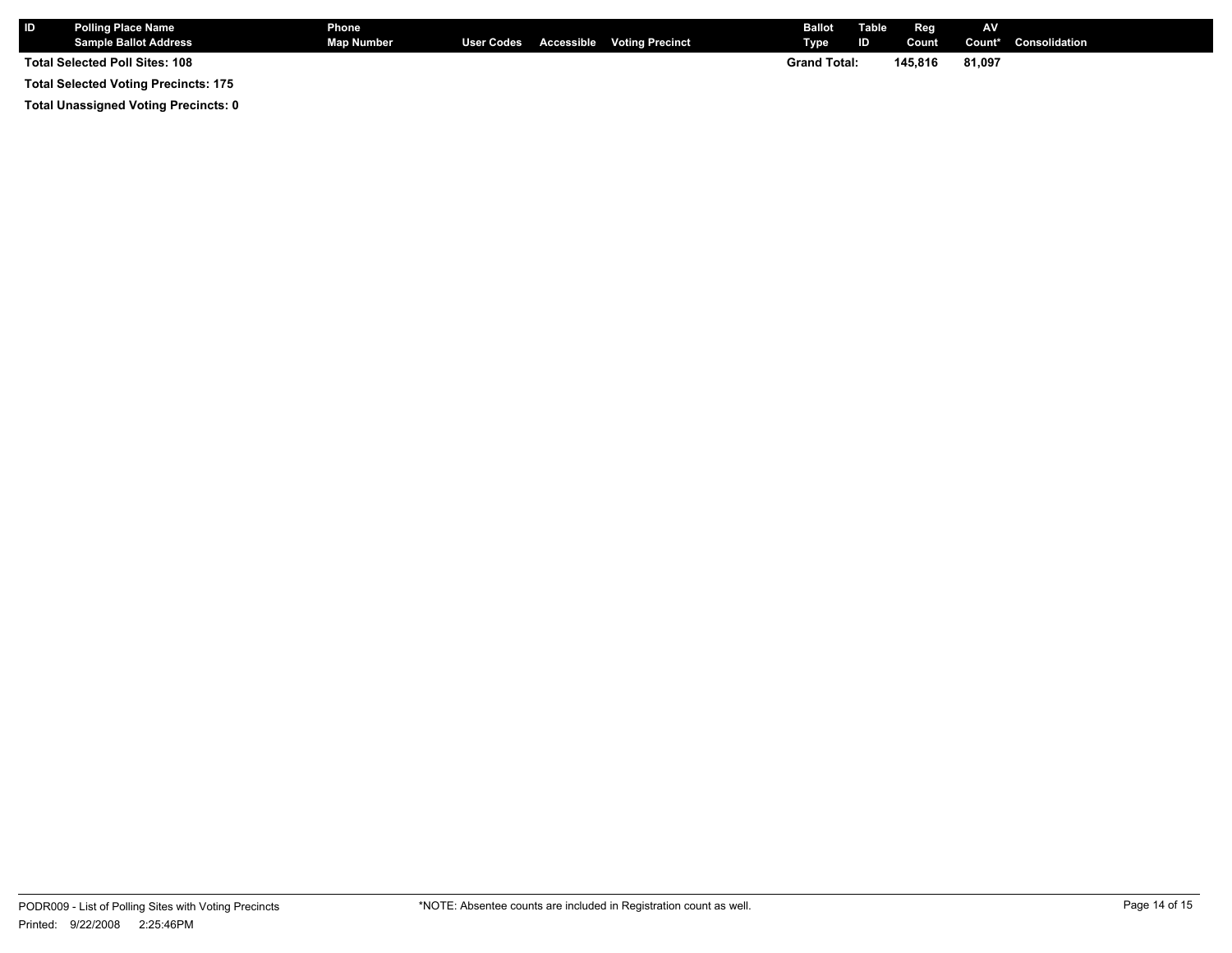| ID | Polling Place Name<br>Sample Ballot Address | Phone<br>Map Number | User Codes | Accessible | Voting Precinct | Ballot Type | Table ID | Reg Count | AV Count* | Consolidation |
|---|---|---|---|---|---|---|---|---|---|---|
| Total Selected Poll Sites: 108 | | | | | | Grand Total: | | 145,816 | 81,097 | |

**Total Selected Voting Precincts: 175**

**Total Unassigned Voting Precincts: 0**

PODR009 - List of Polling Sites with Voting Precincts

Printed: 9/22/2008 2:25:46PM

*NOTE: Absentee counts are included in Registration count as well.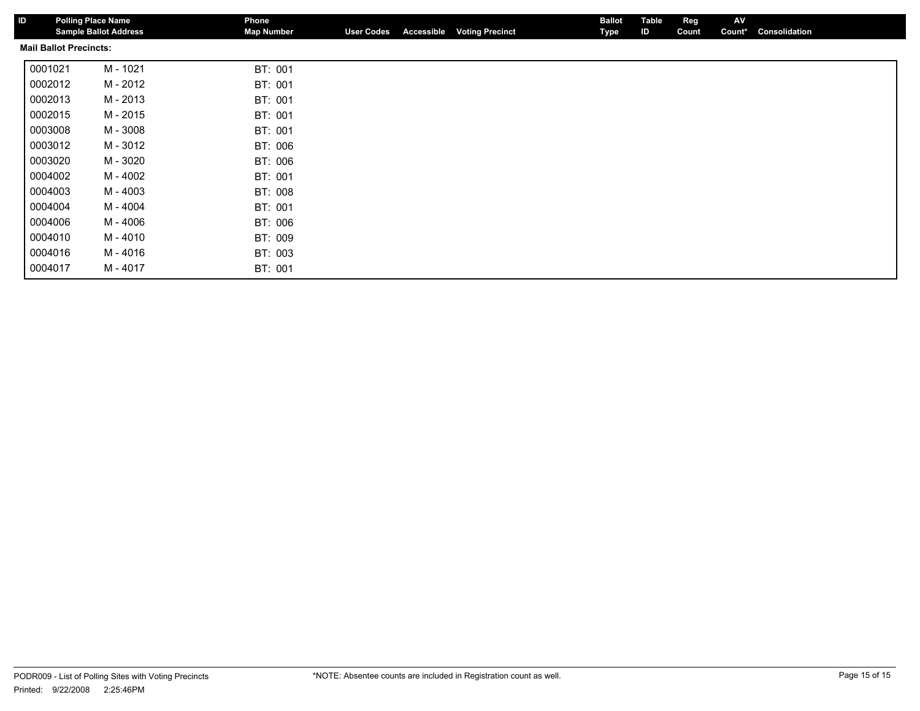| ID | Polling Place Name / Sample Ballot Address | Phone / Map Number | User Codes | Accessible | Voting Precinct | Ballot Type | Table ID | Reg Count | AV Count* | Consolidation |
|---|---|---|---|---|---|---|---|---|---|---|

**Mail Ballot Precincts:**

| | | |
|---|---|---|
| 0001021 | M - 1021 | BT: 001 |
| 0002012 | M - 2012 | BT: 001 |
| 0002013 | M - 2013 | BT: 001 |
| 0002015 | M - 2015 | BT: 001 |
| 0003008 | M - 3008 | BT: 001 |
| 0003012 | M - 3012 | BT: 006 |
| 0003020 | M - 3020 | BT: 006 |
| 0004002 | M - 4002 | BT: 001 |
| 0004003 | M - 4003 | BT: 008 |
| 0004004 | M - 4004 | BT: 001 |
| 0004006 | M - 4006 | BT: 006 |
| 0004010 | M - 4010 | BT: 009 |
| 0004016 | M - 4016 | BT: 003 |
| 0004017 | M - 4017 | BT: 001 |

PODR009 - List of Polling Sites with Voting Precincts

Printed: 9/22/2008 2:25:46PM

*NOTE: Absentee counts are included in Registration count as well.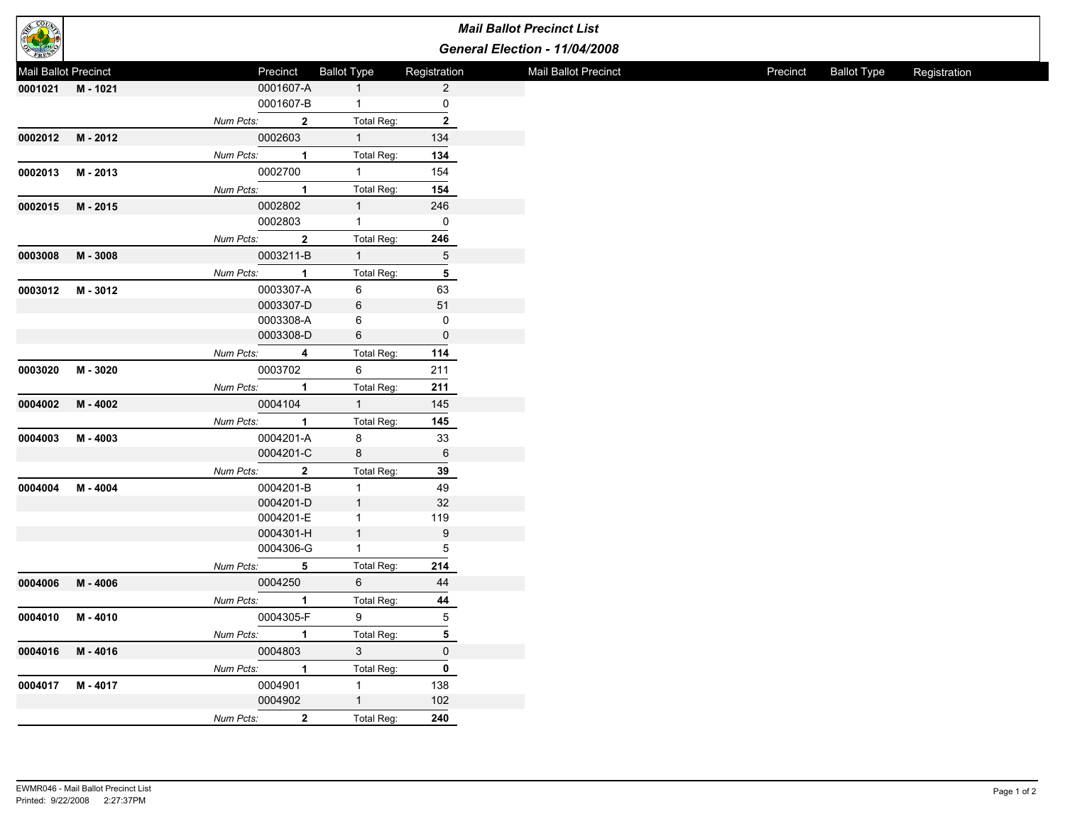# Mail Ballot Precinct List

## General Election - 11/04/2008

| Mail Ballot Precinct | | | Precinct | Ballot Type | Registration |
|---|---|---|---|---|---|
| **0001021** | **M - 1021** | | 0001607-A | 1 | 2 |
| | | | 0001607-B | 1 | 0 |
| | | *Num Pcts:* | **2** | Total Reg: | **2** |
| **0002012** | **M - 2012** | | 0002603 | 1 | 134 |
| | | *Num Pcts:* | **1** | Total Reg: | **134** |
| **0002013** | **M - 2013** | | 0002700 | 1 | 154 |
| | | *Num Pcts:* | **1** | Total Reg: | **154** |
| **0002015** | **M - 2015** | | 0002802 | 1 | 246 |
| | | | 0002803 | 1 | 0 |
| | | *Num Pcts:* | **2** | Total Reg: | **246** |
| **0003008** | **M - 3008** | | 0003211-B | 1 | 5 |
| | | *Num Pcts:* | **1** | Total Reg: | **5** |
| **0003012** | **M - 3012** | | 0003307-A | 6 | 63 |
| | | | 0003307-D | 6 | 51 |
| | | | 0003308-A | 6 | 0 |
| | | | 0003308-D | 6 | 0 |
| | | *Num Pcts:* | **4** | Total Reg: | **114** |
| **0003020** | **M - 3020** | | 0003702 | 6 | 211 |
| | | *Num Pcts:* | **1** | Total Reg: | **211** |
| **0004002** | **M - 4002** | | 0004104 | 1 | 145 |
| | | *Num Pcts:* | **1** | Total Reg: | **145** |
| **0004003** | **M - 4003** | | 0004201-A | 8 | 33 |
| | | | 0004201-C | 8 | 6 |
| | | *Num Pcts:* | **2** | Total Reg: | **39** |
| **0004004** | **M - 4004** | | 0004201-B | 1 | 49 |
| | | | 0004201-D | 1 | 32 |
| | | | 0004201-E | 1 | 119 |
| | | | 0004301-H | 1 | 9 |
| | | | 0004306-G | 1 | 5 |
| | | *Num Pcts:* | **5** | Total Reg: | **214** |
| **0004006** | **M - 4006** | | 0004250 | 6 | 44 |
| | | *Num Pcts:* | **1** | Total Reg: | **44** |
| **0004010** | **M - 4010** | | 0004305-F | 9 | 5 |
| | | *Num Pcts:* | **1** | Total Reg: | **5** |
| **0004016** | **M - 4016** | | 0004803 | 3 | 0 |
| | | *Num Pcts:* | **1** | Total Reg: | **0** |
| **0004017** | **M - 4017** | | 0004901 | 1 | 138 |
| | | | 0004902 | 1 | 102 |
| | | *Num Pcts:* | **2** | Total Reg: | **240** |

EWMR046 - Mail Ballot Precinct List
Printed: 9/22/2008 2:27:37PM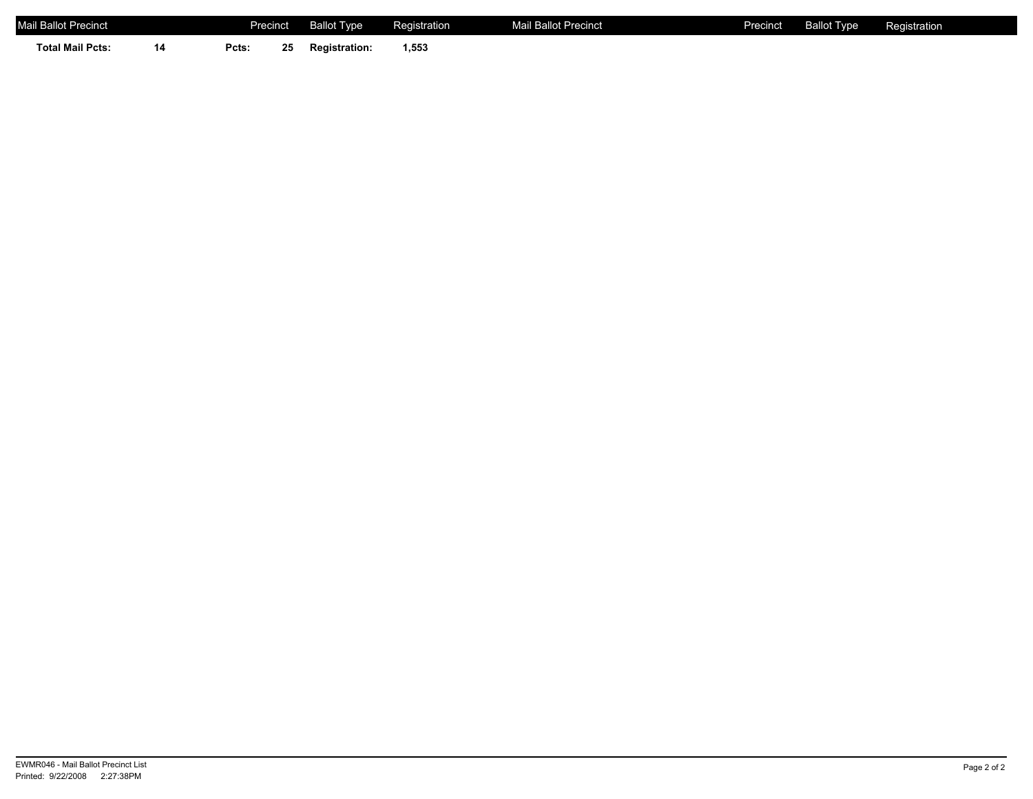| Mail Ballot Precinct | | Precinct | Ballot Type | Registration | Mail Ballot Precinct | Precinct | Ballot Type | Registration |
|---|---|---|---|---|---|---|---|---|
| **Total Mail Pcts:** | **14** | **Pcts: 25** | **Registration:** | **1,553** | | | | |

EWMR046 - Mail Ballot Precinct List
Printed: 9/22/2008 2:27:38PM